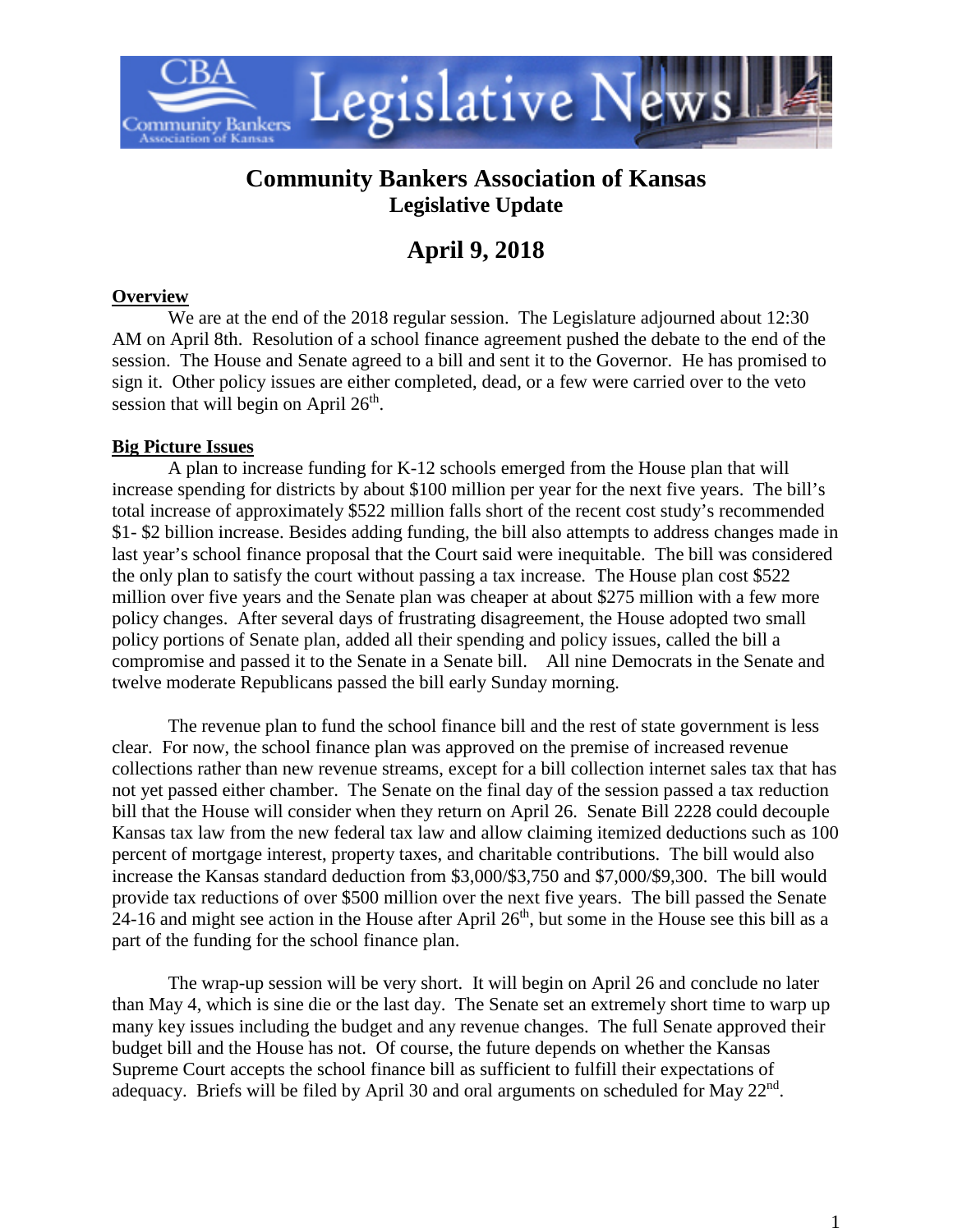# Community Bankers Association of Kansas
## Legislative Update

## April 9, 2018

**Overview**

We are at the end of the 2018 regular session. The Legislature adjourned about 12:30 AM on April 8th. Resolution of a school finance agreement pushed the debate to the end of the session. The House and Senate agreed to a bill and sent it to the Governor. He has promised to sign it. Other policy issues are either completed, dead, or a few were carried over to the veto session that will begin on April 26th.

**Big Picture Issues**

A plan to increase funding for K-12 schools emerged from the House plan that will increase spending for districts by about $100 million per year for the next five years. The bill's total increase of approximately $522 million falls short of the recent cost study's recommended $1- $2 billion increase. Besides adding funding, the bill also attempts to address changes made in last year's school finance proposal that the Court said were inequitable. The bill was considered the only plan to satisfy the court without passing a tax increase. The House plan cost $522 million over five years and the Senate plan was cheaper at about $275 million with a few more policy changes. After several days of frustrating disagreement, the House adopted two small policy portions of Senate plan, added all their spending and policy issues, called the bill a compromise and passed it to the Senate in a Senate bill. All nine Democrats in the Senate and twelve moderate Republicans passed the bill early Sunday morning.

The revenue plan to fund the school finance bill and the rest of state government is less clear. For now, the school finance plan was approved on the premise of increased revenue collections rather than new revenue streams, except for a bill collection internet sales tax that has not yet passed either chamber. The Senate on the final day of the session passed a tax reduction bill that the House will consider when they return on April 26. Senate Bill 2228 could decouple Kansas tax law from the new federal tax law and allow claiming itemized deductions such as 100 percent of mortgage interest, property taxes, and charitable contributions. The bill would also increase the Kansas standard deduction from $3,000/$3,750 and $7,000/$9,300. The bill would provide tax reductions of over $500 million over the next five years. The bill passed the Senate 24-16 and might see action in the House after April 26th, but some in the House see this bill as a part of the funding for the school finance plan.

The wrap-up session will be very short. It will begin on April 26 and conclude no later than May 4, which is sine die or the last day. The Senate set an extremely short time to warp up many key issues including the budget and any revenue changes. The full Senate approved their budget bill and the House has not. Of course, the future depends on whether the Kansas Supreme Court accepts the school finance bill as sufficient to fulfill their expectations of adequacy. Briefs will be filed by April 30 and oral arguments on scheduled for May 22nd.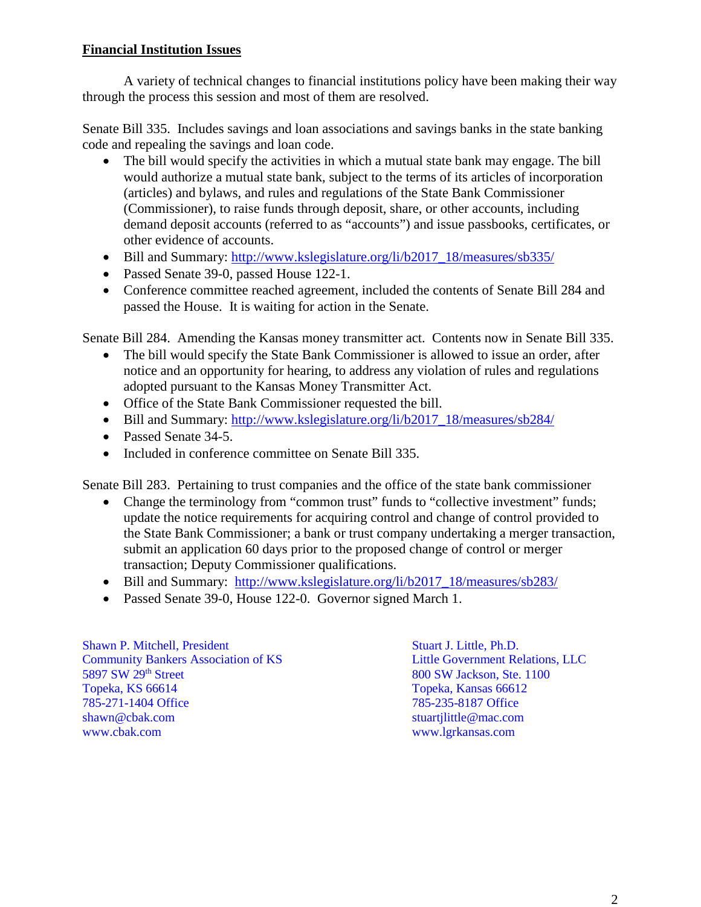## **Financial Institution Issues**

A variety of technical changes to financial institutions policy have been making their way through the process this session and most of them are resolved.

Senate Bill 335. Includes savings and loan associations and savings banks in the state banking code and repealing the savings and loan code.

- The bill would specify the activities in which a mutual state bank may engage. The bill would authorize a mutual state bank, subject to the terms of its articles of incorporation (articles) and bylaws, and rules and regulations of the State Bank Commissioner (Commissioner), to raise funds through deposit, share, or other accounts, including demand deposit accounts (referred to as "accounts") and issue passbooks, certificates, or other evidence of accounts.
- Bill and Summary: http://www.kslegislature.org/li/b2017_18/measures/sb335/
- Passed Senate 39-0, passed House 122-1.
- Conference committee reached agreement, included the contents of Senate Bill 284 and passed the House. It is waiting for action in the Senate.

Senate Bill 284. Amending the Kansas money transmitter act. Contents now in Senate Bill 335.

- The bill would specify the State Bank Commissioner is allowed to issue an order, after notice and an opportunity for hearing, to address any violation of rules and regulations adopted pursuant to the Kansas Money Transmitter Act.
- Office of the State Bank Commissioner requested the bill.
- Bill and Summary: http://www.kslegislature.org/li/b2017_18/measures/sb284/
- Passed Senate 34-5.
- Included in conference committee on Senate Bill 335.

Senate Bill 283. Pertaining to trust companies and the office of the state bank commissioner

- Change the terminology from "common trust" funds to "collective investment" funds; update the notice requirements for acquiring control and change of control provided to the State Bank Commissioner; a bank or trust company undertaking a merger transaction, submit an application 60 days prior to the proposed change of control or merger transaction; Deputy Commissioner qualifications.
- Bill and Summary: http://www.kslegislature.org/li/b2017_18/measures/sb283/
- Passed Senate 39-0, House 122-0. Governor signed March 1.

Shawn P. Mitchell, President
Community Bankers Association of KS
5897 SW 29th Street
Topeka, KS 66614
785-271-1404 Office
shawn@cbak.com
www.cbak.com

Stuart J. Little, Ph.D.
Little Government Relations, LLC
800 SW Jackson, Ste. 1100
Topeka, Kansas 66612
785-235-8187 Office
stuartjlittle@mac.com
www.lgrkansas.com